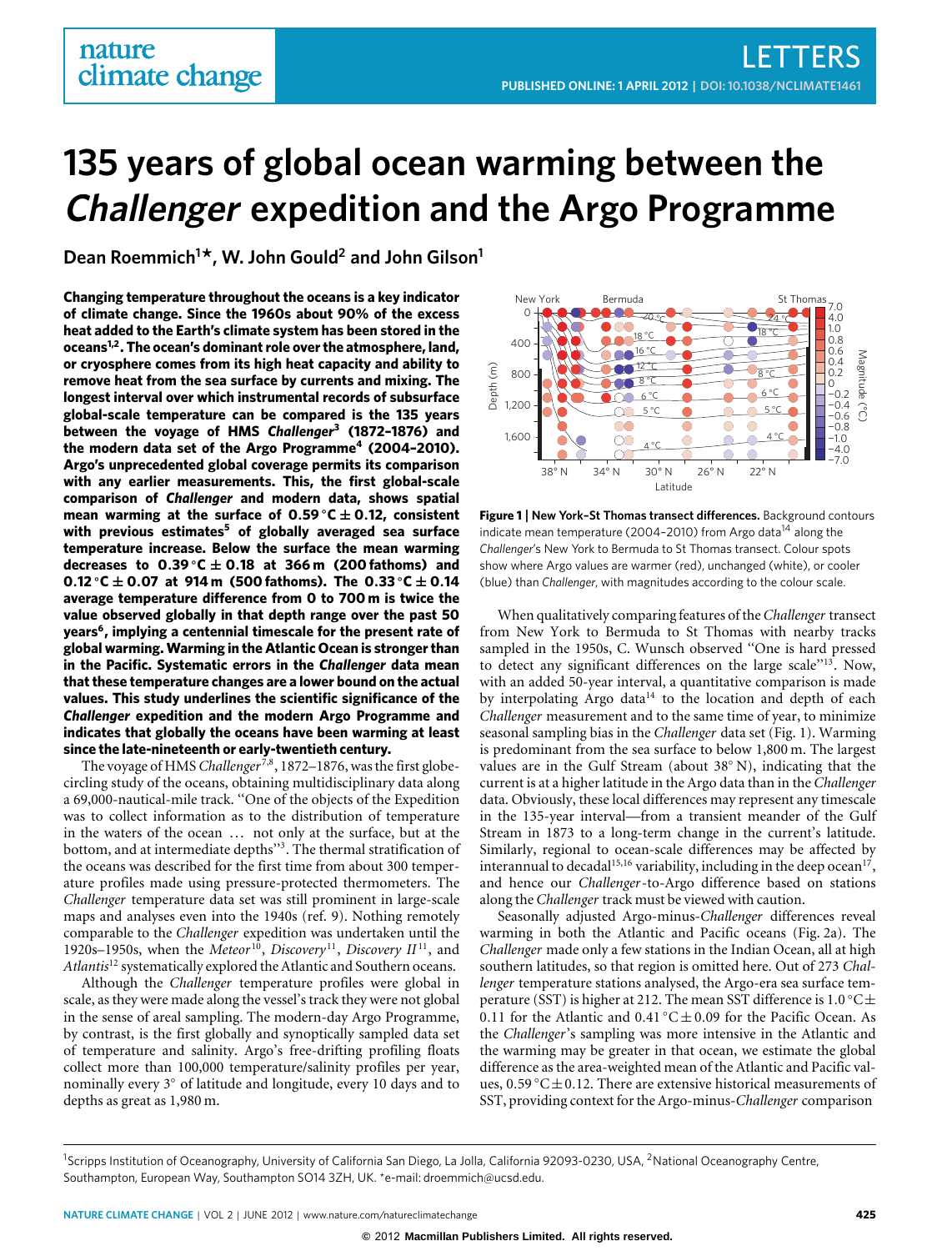# 135 years of global ocean warming between the *Challenger* expedition and the Argo Programme

**Dean Roemmich[1]\*, W. John Gould[2] and John Gilson[1]**

**Changing temperature throughout the oceans is a key indicator of climate change. Since the 1960s about 90% of the excess heat added to the Earth's climate system has been stored in the oceans[1,2]. The ocean's dominant role over the atmosphere, land, or cryosphere comes from its high heat capacity and ability to remove heat from the sea surface by currents and mixing. The longest interval over which instrumental records of subsurface global-scale temperature can be compared is the 135 years between the voyage of HMS *Challenger*[3] (1872–1876) and the modern data set of the Argo Programme[4] (2004–2010). Argo's unprecedented global coverage permits its comparison with any earlier measurements. This, the first global-scale comparison of *Challenger* and modern data, shows spatial mean warming at the surface of 0.59 °C ± 0.12, consistent with previous estimates[5] of globally averaged sea surface temperature increase. Below the surface the mean warming decreases to 0.39 °C ± 0.18 at 366 m (200 fathoms) and 0.12 °C ± 0.07 at 914 m (500 fathoms). The 0.33 °C ± 0.14 average temperature difference from 0 to 700 m is twice the value observed globally in that depth range over the past 50 years[6], implying a centennial timescale for the present rate of global warming. Warming in the Atlantic Ocean is stronger than in the Pacific. Systematic errors in the *Challenger* data mean that these temperature changes are a lower bound on the actual values. This study underlines the scientific significance of the *Challenger* expedition and the modern Argo Programme and indicates that globally the oceans have been warming at least since the late-nineteenth or early-twentieth century.**

The voyage of HMS *Challenger*[7,8], 1872–1876, was the first globe-circling study of the oceans, obtaining multidisciplinary data along a 69,000-nautical-mile track. "One of the objects of the Expedition was to collect information as to the distribution of temperature in the waters of the ocean … not only at the surface, but at the bottom, and at intermediate depths"[3]. The thermal stratification of the oceans was described for the first time from about 300 temperature profiles made using pressure-protected thermometers. The *Challenger* temperature data set was still prominent in large-scale maps and analyses even into the 1940s (ref. 9). Nothing remotely comparable to the *Challenger* expedition was undertaken until the 1920s–1950s, when the *Meteor*[10], *Discovery*[11], *Discovery II*[11], and *Atlantis*[12] systematically explored the Atlantic and Southern oceans.

Although the *Challenger* temperature profiles were global in scale, as they were made along the vessel's track they were not global in the sense of areal sampling. The modern-day Argo Programme, by contrast, is the first globally and synoptically sampled data set of temperature and salinity. Argo's free-drifting profiling floats collect more than 100,000 temperature/salinity profiles per year, nominally every 3° of latitude and longitude, every 10 days and to depths as great as 1,980 m.

**Figure 1 | New York–St Thomas transect differences.** Background contours indicate mean temperature (2004–2010) from Argo data[14] along the *Challenger*'s New York to Bermuda to St Thomas transect. Colour spots show where Argo values are warmer (red), unchanged (white), or cooler (blue) than *Challenger*, with magnitudes according to the colour scale.

When qualitatively comparing features of the *Challenger* transect from New York to Bermuda to St Thomas with nearby tracks sampled in the 1950s, C. Wunsch observed "One is hard pressed to detect any significant differences on the large scale"[13]. Now, with an added 50-year interval, a quantitative comparison is made by interpolating Argo data[14] to the location and depth of each *Challenger* measurement and to the same time of year, to minimize seasonal sampling bias in the *Challenger* data set (Fig. 1). Warming is predominant from the sea surface to below 1,800 m. The largest values are in the Gulf Stream (about 38° N), indicating that the current is at a higher latitude in the Argo data than in the *Challenger* data. Obviously, these local differences may represent any timescale in the 135-year interval—from a transient meander of the Gulf Stream in 1873 to a long-term change in the current's latitude. Similarly, regional to ocean-scale differences may be affected by interannual to decadal[15,16] variability, including in the deep ocean[17], and hence our *Challenger*-to-Argo difference based on stations along the *Challenger* track must be viewed with caution.

Seasonally adjusted Argo-minus-*Challenger* differences reveal warming in both the Atlantic and Pacific oceans (Fig. 2a). The *Challenger* made only a few stations in the Indian Ocean, all at high southern latitudes, so that region is omitted here. Out of 273 *Challenger* temperature stations analysed, the Argo-era sea surface temperature (SST) is higher at 212. The mean SST difference is 1.0 °C ± 0.11 for the Atlantic and 0.41 °C ± 0.09 for the Pacific Ocean. As the *Challenger*'s sampling was more intensive in the Atlantic and the warming may be greater in that ocean, we estimate the global difference as the area-weighted mean of the Atlantic and Pacific values, 0.59 °C ± 0.12. There are extensive historical measurements of SST, providing context for the Argo-minus-*Challenger* comparison

[1]Scripps Institution of Oceanography, University of California San Diego, La Jolla, California 92093-0230, USA, [2]National Oceanography Centre, Southampton, European Way, Southampton SO14 3ZH, UK. \*e-mail: droemmich@ucsd.edu.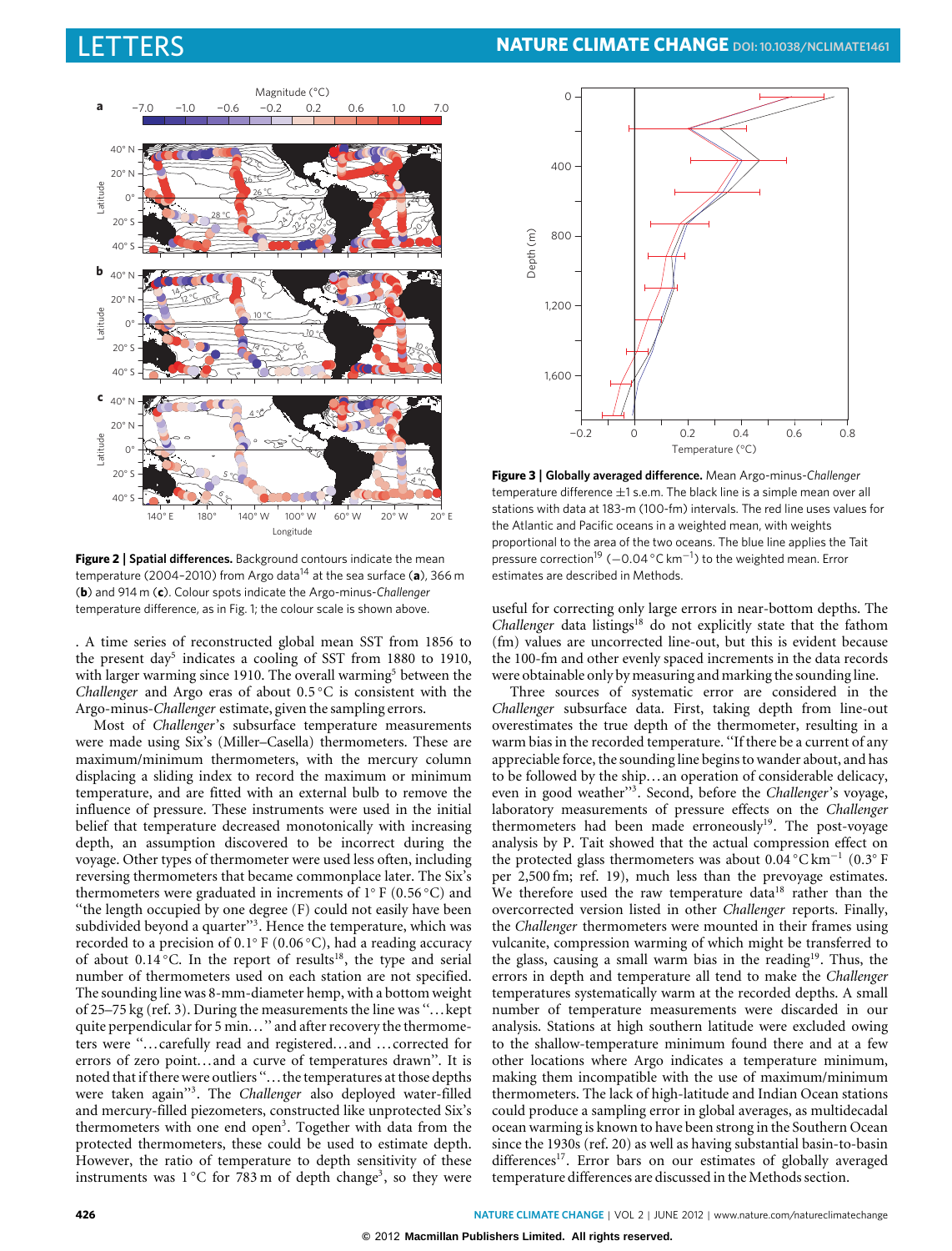**Figure 2 | Spatial differences.** Background contours indicate the mean temperature (2004–2010) from Argo data[14] at the sea surface (**a**), 366 m (**b**) and 914 m (**c**). Colour spots indicate the Argo-minus-*Challenger* temperature difference, as in Fig. 1; the colour scale is shown above.

**Figure 3 | Globally averaged difference.** Mean Argo-minus-*Challenger* temperature difference ±1 s.e.m. The black line is a simple mean over all stations with data at 183-m (100-fm) intervals. The red line uses values for the Atlantic and Pacific oceans in a weighted mean, with weights proportional to the area of the two oceans. The blue line applies the Tait pressure correction[19] ($-0.04\,^{\circ}\mathrm{C\,km^{-1}}$) to the weighted mean. Error estimates are described in Methods.

. A time series of reconstructed global mean SST from 1856 to the present day[5] indicates a cooling of SST from 1880 to 1910, with larger warming since 1910. The overall warming[5] between the *Challenger* and Argo eras of about 0.5 °C is consistent with the Argo-minus-*Challenger* estimate, given the sampling errors.

Most of *Challenger*'s subsurface temperature measurements were made using Six's (Miller–Casella) thermometers. These are maximum/minimum thermometers, with the mercury column displacing a sliding index to record the maximum or minimum temperature, and are fitted with an external bulb to remove the influence of pressure. These instruments were used in the initial belief that temperature decreased monotonically with increasing depth, an assumption discovered to be incorrect during the voyage. Other types of thermometer were used less often, including reversing thermometers that became commonplace later. The Six's thermometers were graduated in increments of 1° F (0.56 °C) and "the length occupied by one degree (F) could not easily have been subdivided beyond a quarter"[3]. Hence the temperature, which was recorded to a precision of 0.1° F (0.06 °C), had a reading accuracy of about 0.14 °C. In the report of results[18], the type and serial number of thermometers used on each station are not specified. The sounding line was 8-mm-diameter hemp, with a bottom weight of 25–75 kg (ref. 3). During the measurements the line was "…kept quite perpendicular for 5 min…" and after recovery the thermometers were "…carefully read and registered…and …corrected for errors of zero point…and a curve of temperatures drawn". It is noted that if there were outliers "…the temperatures at those depths were taken again"[3]. The *Challenger* also deployed water-filled and mercury-filled piezometers, constructed like unprotected Six's thermometers with one end open[3]. Together with data from the protected thermometers, these could be used to estimate depth. However, the ratio of temperature to depth sensitivity of these instruments was 1 °C for 783 m of depth change[3], so they were useful for correcting only large errors in near-bottom depths. The *Challenger* data listings[18] do not explicitly state that the fathom (fm) values are uncorrected line-out, but this is evident because the 100-fm and other evenly spaced increments in the data records were obtainable only by measuring and marking the sounding line.

Three sources of systematic error are considered in the *Challenger* subsurface data. First, taking depth from line-out overestimates the true depth of the thermometer, resulting in a warm bias in the recorded temperature. "If there be a current of any appreciable force, the sounding line begins to wander about, and has to be followed by the ship…an operation of considerable delicacy, even in good weather"[3]. Second, before the *Challenger*'s voyage, laboratory measurements of pressure effects on the *Challenger* thermometers had been made erroneously[19]. The post-voyage analysis by P. Tait showed that the actual compression effect on the protected glass thermometers was about $0.04\,^{\circ}\mathrm{C\,km^{-1}}$ (0.3° F per 2,500 fm; ref. 19), much less than the prevoyage estimates. We therefore used the raw temperature data[18] rather than the overcorrected version listed in other *Challenger* reports. Finally, the *Challenger* thermometers were mounted in their frames using vulcanite, compression warming of which might be transferred to the glass, causing a small warm bias in the reading[19]. Thus, the errors in depth and temperature all tend to make the *Challenger* temperatures systematically warm at the recorded depths. A small number of temperature measurements were discarded in our analysis. Stations at high southern latitude were excluded owing to the shallow-temperature minimum found there and at a few other locations where Argo indicates a temperature minimum, making them incompatible with the use of maximum/minimum thermometers. The lack of high-latitude and Indian Ocean stations could produce a sampling error in global averages, as multidecadal ocean warming is known to have been strong in the Southern Ocean since the 1930s (ref. 20) as well as having substantial basin-to-basin differences[17]. Error bars on our estimates of globally averaged temperature differences are discussed in the Methods section.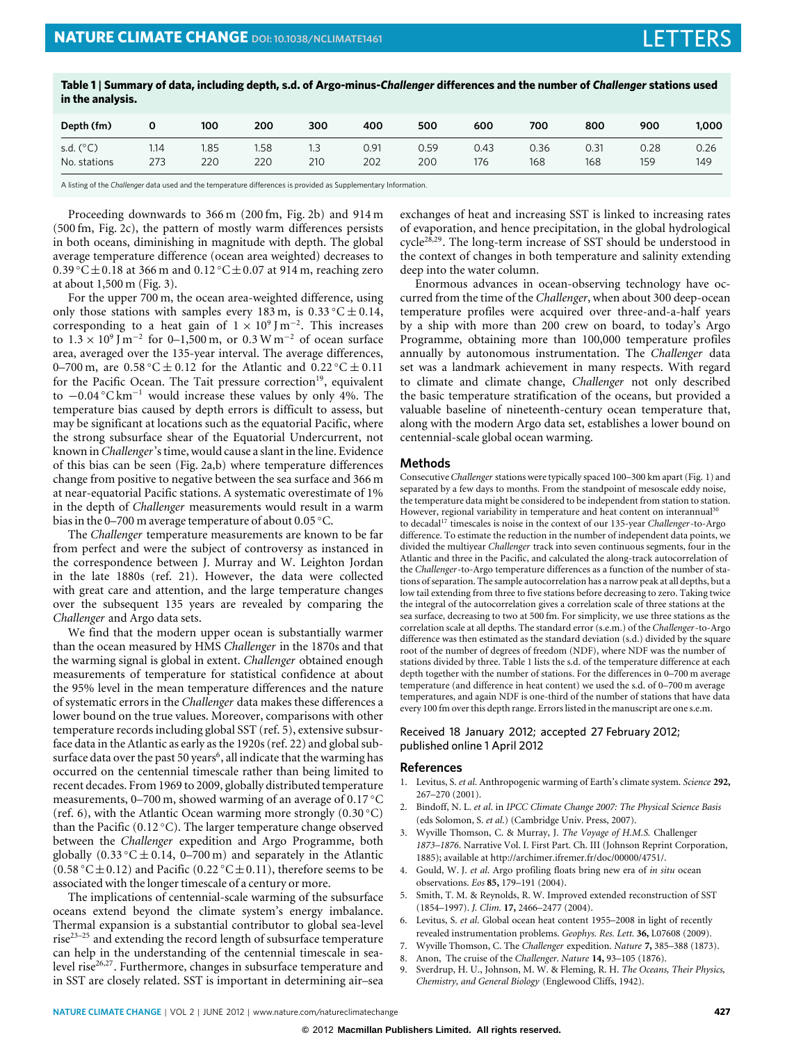**Table 1 | Summary of data, including depth, s.d. of Argo-minus-*Challenger* differences and the number of *Challenger* stations used in the analysis.**

| Depth (fm) | 0 | 100 | 200 | 300 | 400 | 500 | 600 | 700 | 800 | 900 | 1,000 |
|---|---|---|---|---|---|---|---|---|---|---|---|
| s.d. (°C) | 1.14 | 1.85 | 1.58 | 1.3 | 0.91 | 0.59 | 0.43 | 0.36 | 0.31 | 0.28 | 0.26 |
| No. stations | 273 | 220 | 220 | 210 | 202 | 200 | 176 | 168 | 168 | 159 | 149 |

A listing of the *Challenger* data used and the temperature differences is provided as Supplementary Information.

Proceeding downwards to 366 m (200 fm, Fig. 2b) and 914 m (500 fm, Fig. 2c), the pattern of mostly warm differences persists in both oceans, diminishing in magnitude with depth. The global average temperature difference (ocean area weighted) decreases to 0.39 °C ± 0.18 at 366 m and 0.12 °C ± 0.07 at 914 m, reaching zero at about 1,500 m (Fig. 3).

For the upper 700 m, the ocean area-weighted difference, using only those stations with samples every 183 m, is 0.33 °C ± 0.14, corresponding to a heat gain of $1 \times 10^9$ J m$^{-2}$. This increases to $1.3 \times 10^9$ J m$^{-2}$ for 0–1,500 m, or 0.3 W m$^{-2}$ of ocean surface area, averaged over the 135-year interval. The average differences, 0–700 m, are 0.58 °C ± 0.12 for the Atlantic and 0.22 °C ± 0.11 for the Pacific Ocean. The Tait pressure correction[19], equivalent to −0.04 °C km$^{-1}$ would increase these values by only 4%. The temperature bias caused by depth errors is difficult to assess, but may be significant at locations such as the equatorial Pacific, where the strong subsurface shear of the Equatorial Undercurrent, not known in *Challenger*'s time, would cause a slant in the line. Evidence of this bias can be seen (Fig. 2a,b) where temperature differences change from positive to negative between the sea surface and 366 m at near-equatorial Pacific stations. A systematic overestimate of 1% in the depth of *Challenger* measurements would result in a warm bias in the 0–700 m average temperature of about 0.05 °C.

The *Challenger* temperature measurements are known to be far from perfect and were the subject of controversy as instanced in the correspondence between J. Murray and W. Leighton Jordan in the late 1880s (ref. 21). However, the data were collected with great care and attention, and the large temperature changes over the subsequent 135 years are revealed by comparing the *Challenger* and Argo data sets.

We find that the modern upper ocean is substantially warmer than the ocean measured by HMS *Challenger* in the 1870s and that the warming signal is global in extent. *Challenger* obtained enough measurements of temperature for statistical confidence at about the 95% level in the mean temperature differences and the nature of systematic errors in the *Challenger* data makes these differences a lower bound on the true values. Moreover, comparisons with other temperature records including global SST (ref. 5), extensive subsurface data in the Atlantic as early as the 1920s (ref. 22) and global subsurface data over the past 50 years[6], all indicate that the warming has occurred on the centennial timescale rather than being limited to recent decades. From 1969 to 2009, globally distributed temperature measurements, 0–700 m, showed warming of an average of 0.17 °C (ref. 6), with the Atlantic Ocean warming more strongly (0.30 °C) than the Pacific (0.12 °C). The larger temperature change observed between the *Challenger* expedition and Argo Programme, both globally (0.33 °C ± 0.14, 0–700 m) and separately in the Atlantic (0.58 °C ± 0.12) and Pacific (0.22 °C ± 0.11), therefore seems to be associated with the longer timescale of a century or more.

The implications of centennial-scale warming of the subsurface oceans extend beyond the climate system's energy imbalance. Thermal expansion is a substantial contributor to global sea-level rise[23–25] and extending the record length of subsurface temperature can help in the understanding of the centennial timescale in sea-level rise[26,27]. Furthermore, changes in subsurface temperature and in SST are closely related. SST is important in determining air–sea exchanges of heat and increasing SST is linked to increasing rates of evaporation, and hence precipitation, in the global hydrological cycle[28,29]. The long-term increase of SST should be understood in the context of changes in both temperature and salinity extending deep into the water column.

Enormous advances in ocean-observing technology have occurred from the time of the *Challenger*, when about 300 deep-ocean temperature profiles were acquired over three-and-a-half years by a ship with more than 200 crew on board, to today's Argo Programme, obtaining more than 100,000 temperature profiles annually by autonomous instrumentation. The *Challenger* data set was a landmark achievement in many respects. With regard to climate and climate change, *Challenger* not only described the basic temperature stratification of the oceans, but provided a valuable baseline of nineteenth-century ocean temperature that, along with the modern Argo data set, establishes a lower bound on centennial-scale global ocean warming.

## Methods

Consecutive *Challenger* stations were typically spaced 100–300 km apart (Fig. 1) and separated by a few days to months. From the standpoint of mesoscale eddy noise, the temperature data might be considered to be independent from station to station. However, regional variability in temperature and heat content on interannual[30] to decadal[17] timescales is noise in the context of our 135-year *Challenger*-to-Argo difference. To estimate the reduction in the number of independent data points, we divided the multiyear *Challenger* track into seven continuous segments, four in the Atlantic and three in the Pacific, and calculated the along-track autocorrelation of the *Challenger*-to-Argo temperature differences as a function of the number of stations of separation. The sample autocorrelation has a narrow peak at all depths, but a low tail extending from three to five stations before decreasing to zero. Taking twice the integral of the autocorrelation gives a correlation scale of three stations at the sea surface, decreasing to two at 500 fm. For simplicity, we use three stations as the correlation scale at all depths. The standard error (s.e.m.) of the *Challenger*-to-Argo difference was then estimated as the standard deviation (s.d.) divided by the square root of the number of degrees of freedom (NDF), where NDF was the number of stations divided by three. Table 1 lists the s.d. of the temperature difference at each depth together with the number of stations. For the differences in 0–700 m average temperature (and difference in heat content) we used the s.d. of 0–700 m average temperatures, and again NDF is one-third of the number of stations that have data every 100 fm over this depth range. Errors listed in the manuscript are one s.e.m.

Received 18 January 2012; accepted 27 February 2012; published online 1 April 2012

## References

1. Levitus, S. *et al*. Anthropogenic warming of Earth's climate system. *Science* **292,** 267–270 (2001).
2. Bindoff, N. L. *et al*. in *IPCC Climate Change 2007: The Physical Science Basis* (eds Solomon, S. *et al.*) (Cambridge Univ. Press, 2007).
3. Wyville Thomson, C. & Murray, J. *The Voyage of H.M.S.* Challenger *1873–1876.* Narrative Vol. I. First Part. Ch. III (Johnson Reprint Corporation, 1885); available at http://archimer.ifremer.fr/doc/00000/4751/.
4. Gould, W. J. *et al*. Argo profiling floats bring new era of *in situ* ocean observations. *Eos* **85,** 179–191 (2004).
5. Smith, T. M. & Reynolds, R. W. Improved extended reconstruction of SST (1854–1997). *J. Clim.* **17,** 2466–2477 (2004).
6. Levitus, S. *et al*. Global ocean heat content 1955–2008 in light of recently revealed instrumentation problems. *Geophys. Res. Lett.* **36,** L07608 (2009).
7. Wyville Thomson, C. The *Challenger* expedition. *Nature* **7,** 385–388 (1873).
8. Anon, The cruise of the *Challenger*. *Nature* **14,** 93–105 (1876).
9. Sverdrup, H. U., Johnson, M. W. & Fleming, R. H. *The Oceans, Their Physics, Chemistry, and General Biology* (Englewood Cliffs, 1942).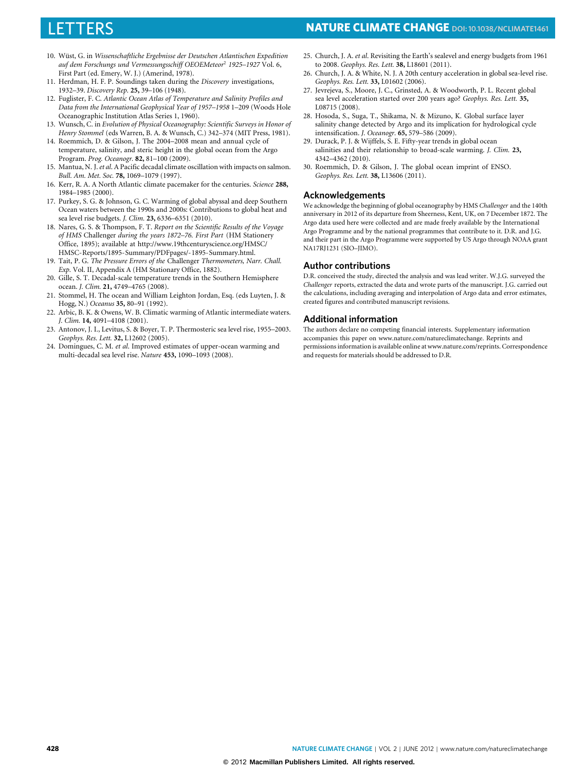10. Wüst, G. in *Wissenschaftliche Ergebnisse der Deutschen Atlantischen Expedition auf dem Forschungs und Vermessungsschiff OEOEMeteor[2] 1925–1927* Vol. 6, First Part (ed. Emery, W. J.) (Amerind, 1978).
11. Herdman, H. F. P. Soundings taken during the *Discovery* investigations, 1932–39. *Discovery Rep.* **25,** 39–106 (1948).
12. Fuglister, F. C. *Atlantic Ocean Atlas of Temperature and Salinity Profiles and Data from the International Geophysical Year of 1957–1958* 1–209 (Woods Hole Oceanographic Institution Atlas Series 1, 1960).
13. Wunsch, C. in *Evolution of Physical Oceanography: Scientific Surveys in Honor of Henry Stommel* (eds Warren, B. A. & Wunsch, C.) 342–374 (MIT Press, 1981).
14. Roemmich, D. & Gilson, J. The 2004–2008 mean and annual cycle of temperature, salinity, and steric height in the global ocean from the Argo Program. *Prog. Oceanogr.* **82,** 81–100 (2009).
15. Mantua, N. J. *et al.* A Pacific decadal climate oscillation with impacts on salmon. *Bull. Am. Met. Soc.* **78,** 1069–1079 (1997).
16. Kerr, R. A. A North Atlantic climate pacemaker for the centuries. *Science* **288,** 1984–1985 (2000).
17. Purkey, S. G. & Johnson, G. C. Warming of global abyssal and deep Southern Ocean waters between the 1990s and 2000s: Contributions to global heat and sea level rise budgets. *J. Clim.* **23,** 6336–6351 (2010).
18. Nares, G. S. & Thompson, F. T. *Report on the Scientific Results of the Voyage of HMS* Challenger *during the years 1872–76. First Part* (HM Stationery Office, 1895); available at http://www.19thcenturyscience.org/HMSC/HMSC-Reports/1895-Summary/PDFpages/-1895-Summary.html.
19. Tait, P. G. *The Pressure Errors of the* Challenger *Thermometers, Narr. Chall. Exp.* Vol. II, Appendix A (HM Stationary Office, 1882).
20. Gille, S. T. Decadal-scale temperature trends in the Southern Hemisphere ocean. *J. Clim.* **21,** 4749–4765 (2008).
21. Stommel, H. The ocean and William Leighton Jordan, Esq. (eds Luyten, J. & Hogg, N.) *Oceanus* **35,** 80–91 (1992).
22. Arbic, B. K. & Owens, W. B. Climatic warming of Atlantic intermediate waters. *J. Clim.* **14,** 4091–4108 (2001).
23. Antonov, J. I., Levitus, S. & Boyer, T. P. Thermosteric sea level rise, 1955–2003. *Geophys. Res. Lett.* **32,** L12602 (2005).
24. Domingues, C. M. *et al.* Improved estimates of upper-ocean warming and multi-decadal sea level rise. *Nature* **453,** 1090–1093 (2008).
25. Church, J. A. *et al.* Revisiting the Earth's sealevel and energy budgets from 1961 to 2008. *Geophys. Res. Lett.* **38,** L18601 (2011).
26. Church, J. A. & White, N. J. A 20th century acceleration in global sea-level rise. *Geophys. Res. Lett.* **33,** L01602 (2006).
27. Jevrejeva, S., Moore, J. C., Grinsted, A. & Woodworth, P. L. Recent global sea level acceleration started over 200 years ago? *Geophys. Res. Lett.* **35,** L08715 (2008).
28. Hosoda, S., Suga, T., Shikama, N. & Mizuno, K. Global surface layer salinity change detected by Argo and its implication for hydrological cycle intensification. *J. Oceanogr.* **65,** 579–586 (2009).
29. Durack, P. J. & Wijffels, S. E. Fifty-year trends in global ocean salinities and their relationship to broad-scale warming. *J. Clim.* **23,** 4342–4362 (2010).
30. Roemmich, D. & Gilson, J. The global ocean imprint of ENSO. *Geophys. Res. Lett.* **38,** L13606 (2011).

## Acknowledgements

We acknowledge the beginning of global oceanography by HMS *Challenger* and the 140th anniversary in 2012 of its departure from Sheerness, Kent, UK, on 7 December 1872. The Argo data used here were collected and are made freely available by the International Argo Programme and by the national programmes that contribute to it. D.R. and J.G. and their part in the Argo Programme were supported by US Argo through NOAA grant NA17RJ1231 (SIO–JIMO).

## Author contributions

D.R. conceived the study, directed the analysis and was lead writer. W.J.G. surveyed the *Challenger* reports, extracted the data and wrote parts of the manuscript. J.G. carried out the calculations, including averaging and interpolation of Argo data and error estimates, created figures and contributed manuscript revisions.

## Additional information

The authors declare no competing financial interests. Supplementary information accompanies this paper on www.nature.com/natureclimatechange. Reprints and permissions information is available online at www.nature.com/reprints. Correspondence and requests for materials should be addressed to D.R.